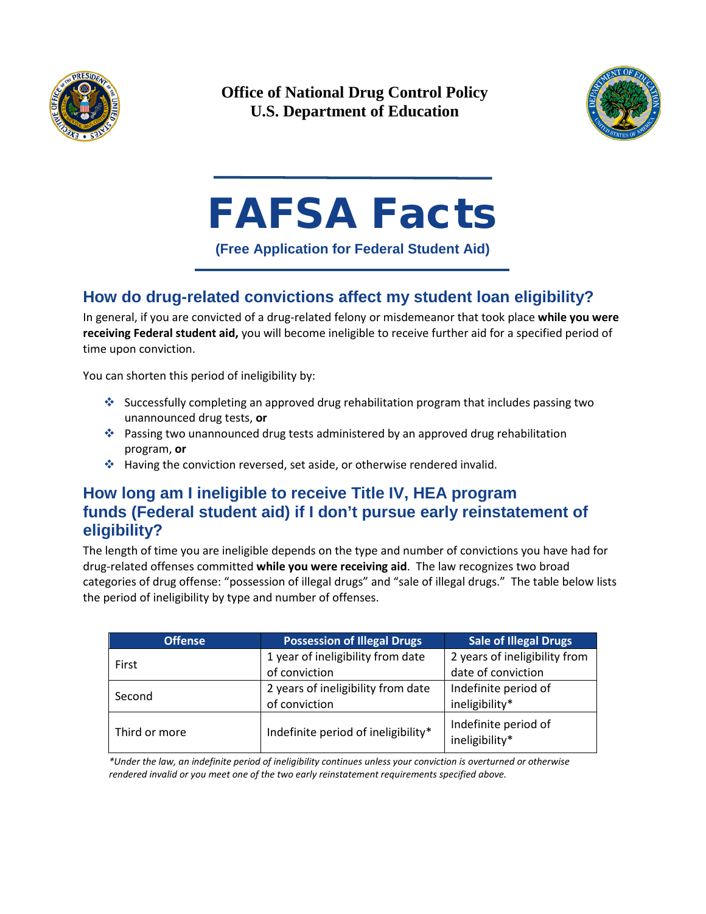**Office of National Drug Control Policy**
**U.S. Department of Education**

# FAFSA Facts

**(Free Application for Federal Student Aid)**

## How do drug-related convictions affect my student loan eligibility?

In general, if you are convicted of a drug-related felony or misdemeanor that took place **while you were receiving Federal student aid,** you will become ineligible to receive further aid for a specified period of time upon conviction.

You can shorten this period of ineligibility by:

- Successfully completing an approved drug rehabilitation program that includes passing two unannounced drug tests, **or**
- Passing two unannounced drug tests administered by an approved drug rehabilitation program, **or**
- Having the conviction reversed, set aside, or otherwise rendered invalid.

## How long am I ineligible to receive Title IV, HEA program funds (Federal student aid) if I don't pursue early reinstatement of eligibility?

The length of time you are ineligible depends on the type and number of convictions you have had for drug-related offenses committed **while you were receiving aid**. The law recognizes two broad categories of drug offense: "possession of illegal drugs" and "sale of illegal drugs." The table below lists the period of ineligibility by type and number of offenses.

| Offense | Possession of Illegal Drugs | Sale of Illegal Drugs |
|---|---|---|
| First | 1 year of ineligibility from date of conviction | 2 years of ineligibility from date of conviction |
| Second | 2 years of ineligibility from date of conviction | Indefinite period of ineligibility* |
| Third or more | Indefinite period of ineligibility* | Indefinite period of ineligibility* |

*\*Under the law, an indefinite period of ineligibility continues unless your conviction is overturned or otherwise rendered invalid or you meet one of the two early reinstatement requirements specified above.*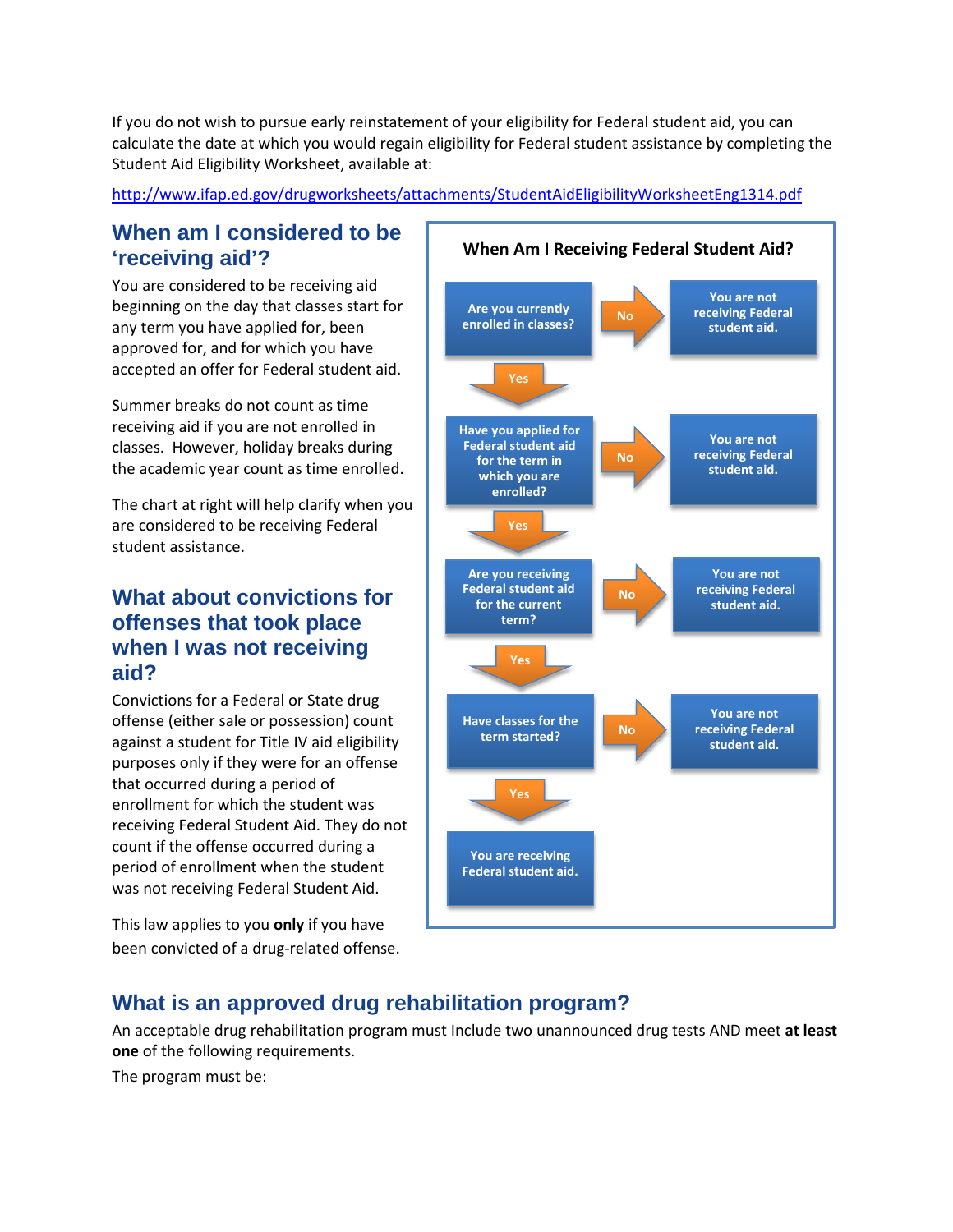If you do not wish to pursue early reinstatement of your eligibility for Federal student aid, you can calculate the date at which you would regain eligibility for Federal student assistance by completing the Student Aid Eligibility Worksheet, available at:

http://www.ifap.ed.gov/drugworksheets/attachments/StudentAidEligibilityWorksheetEng1314.pdf

## When am I considered to be 'receiving aid'?

You are considered to be receiving aid beginning on the day that classes start for any term you have applied for, been approved for, and for which you have accepted an offer for Federal student aid.

Summer breaks do not count as time receiving aid if you are not enrolled in classes. However, holiday breaks during the academic year count as time enrolled.

The chart at right will help clarify when you are considered to be receiving Federal student assistance.

**When Am I Receiving Federal Student Aid?**

- Are you currently enrolled in classes?
  - No → You are not receiving Federal student aid.
  - Yes ↓
- Have you applied for Federal student aid for the term in which you are enrolled?
  - No → You are not receiving Federal student aid.
  - Yes ↓
- Are you receiving Federal student aid for the current term?
  - No → You are not receiving Federal student aid.
  - Yes ↓
- Have classes for the term started?
  - No → You are not receiving Federal student aid.
  - Yes ↓
- You are receiving Federal student aid.

## What about convictions for offenses that took place when I was not receiving aid?

Convictions for a Federal or State drug offense (either sale or possession) count against a student for Title IV aid eligibility purposes only if they were for an offense that occurred during a period of enrollment for which the student was receiving Federal Student Aid. They do not count if the offense occurred during a period of enrollment when the student was not receiving Federal Student Aid.

This law applies to you **only** if you have been convicted of a drug-related offense.

## What is an approved drug rehabilitation program?

An acceptable drug rehabilitation program must Include two unannounced drug tests AND meet **at least one** of the following requirements.

The program must be: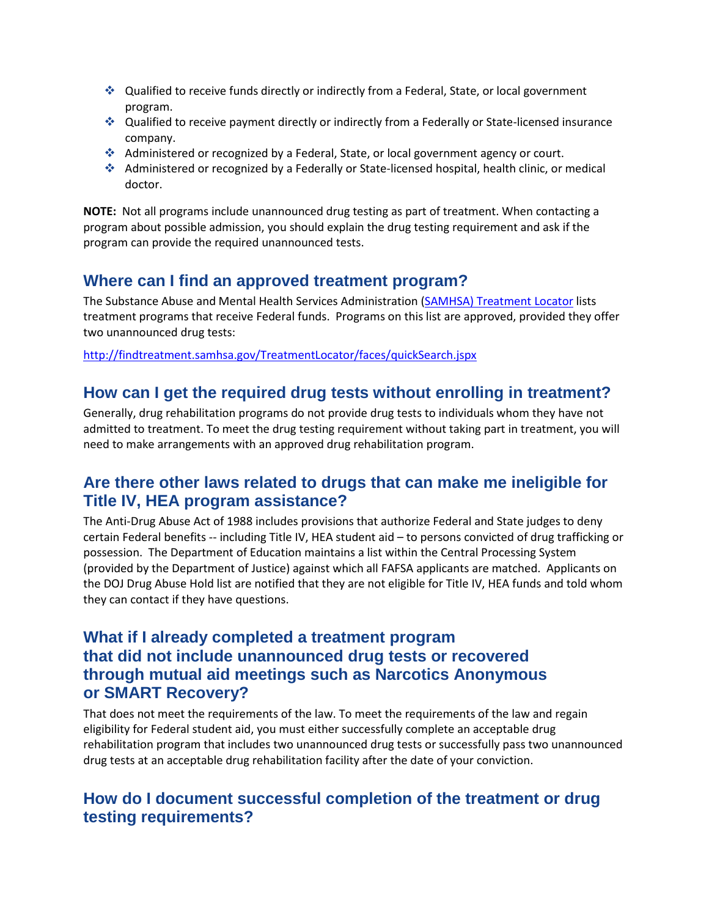- Qualified to receive funds directly or indirectly from a Federal, State, or local government program.
- Qualified to receive payment directly or indirectly from a Federally or State-licensed insurance company.
- Administered or recognized by a Federal, State, or local government agency or court.
- Administered or recognized by a Federally or State-licensed hospital, health clinic, or medical doctor.

**NOTE:** Not all programs include unannounced drug testing as part of treatment. When contacting a program about possible admission, you should explain the drug testing requirement and ask if the program can provide the required unannounced tests.

## Where can I find an approved treatment program?

The Substance Abuse and Mental Health Services Administration ([SAMHSA) Treatment Locator](http://findtreatment.samhsa.gov/TreatmentLocator/faces/quickSearch.jspx) lists treatment programs that receive Federal funds. Programs on this list are approved, provided they offer two unannounced drug tests:

[http://findtreatment.samhsa.gov/TreatmentLocator/faces/quickSearch.jspx](http://findtreatment.samhsa.gov/TreatmentLocator/faces/quickSearch.jspx)

## How can I get the required drug tests without enrolling in treatment?

Generally, drug rehabilitation programs do not provide drug tests to individuals whom they have not admitted to treatment. To meet the drug testing requirement without taking part in treatment, you will need to make arrangements with an approved drug rehabilitation program.

## Are there other laws related to drugs that can make me ineligible for Title IV, HEA program assistance?

The Anti-Drug Abuse Act of 1988 includes provisions that authorize Federal and State judges to deny certain Federal benefits -- including Title IV, HEA student aid – to persons convicted of drug trafficking or possession. The Department of Education maintains a list within the Central Processing System (provided by the Department of Justice) against which all FAFSA applicants are matched. Applicants on the DOJ Drug Abuse Hold list are notified that they are not eligible for Title IV, HEA funds and told whom they can contact if they have questions.

## What if I already completed a treatment program that did not include unannounced drug tests or recovered through mutual aid meetings such as Narcotics Anonymous or SMART Recovery?

That does not meet the requirements of the law. To meet the requirements of the law and regain eligibility for Federal student aid, you must either successfully complete an acceptable drug rehabilitation program that includes two unannounced drug tests or successfully pass two unannounced drug tests at an acceptable drug rehabilitation facility after the date of your conviction.

## How do I document successful completion of the treatment or drug testing requirements?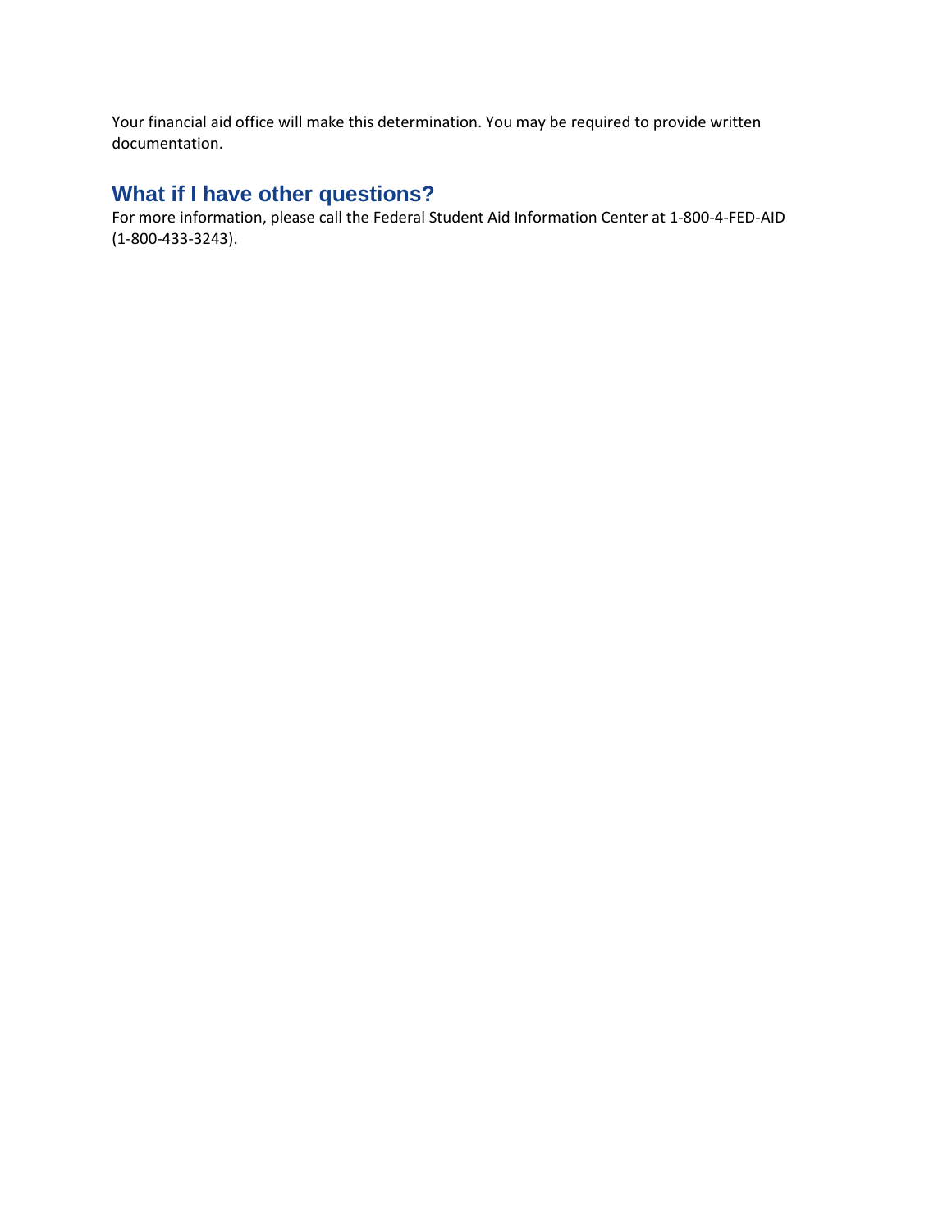Your financial aid office will make this determination. You may be required to provide written documentation.

## What if I have other questions?

For more information, please call the Federal Student Aid Information Center at 1-800-4-FED-AID (1-800-433-3243).